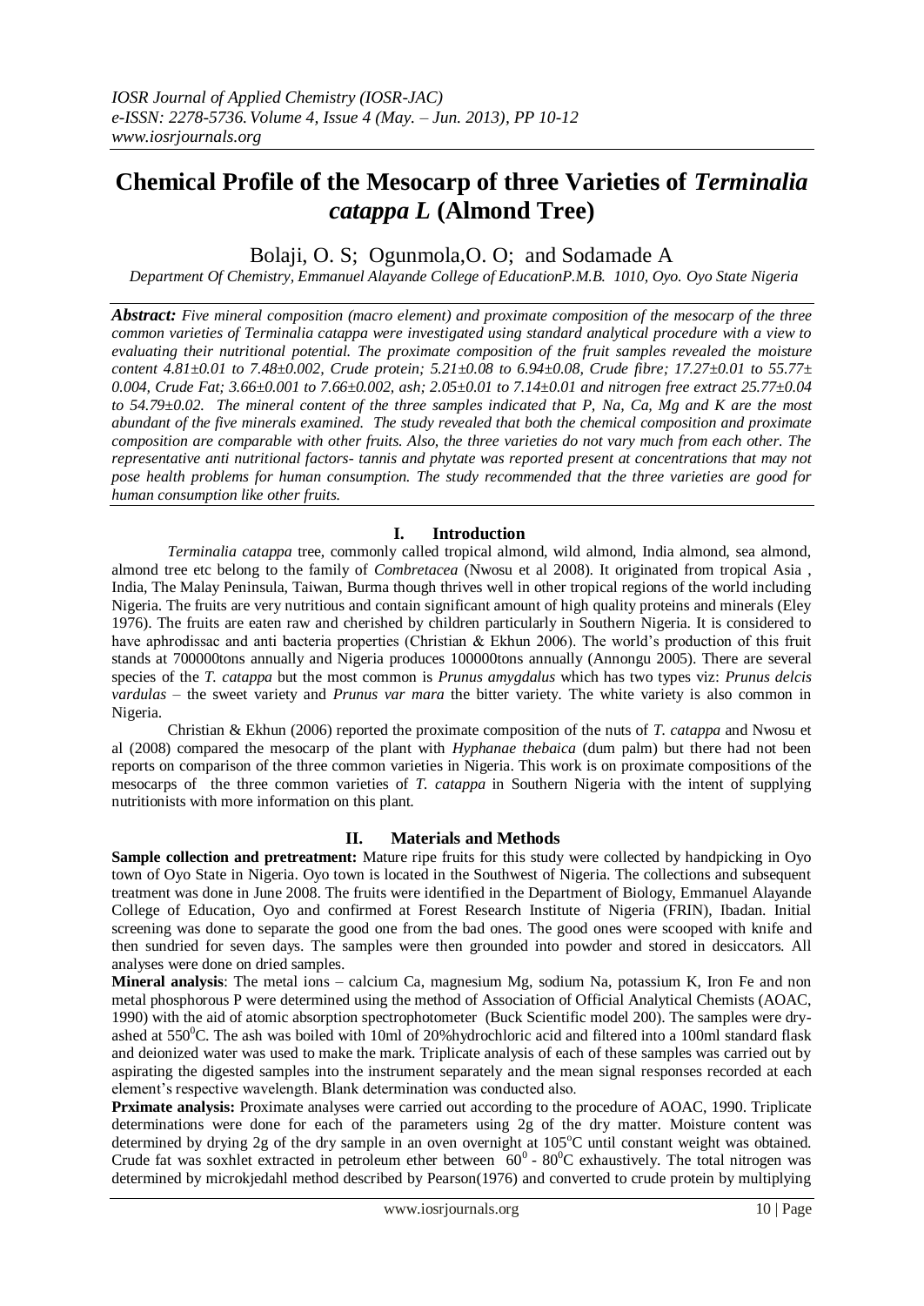# Chemical Profile of the Mesocarp of three Varieties of *Terminalia catappa L* (Almond Tree)

Bolaji, O. S; Ogunmola,O. O; and Sodamade A

*Department Of Chemistry, Emmanuel Alayande College of EducationP.M.B. 1010, Oyo. Oyo State Nigeria*

***Abstract:** Five mineral composition (macro element) and proximate composition of the mesocarp of the three common varieties of Terminalia catappa were investigated using standard analytical procedure with a view to evaluating their nutritional potential. The proximate composition of the fruit samples revealed the moisture content 4.81±0.01 to 7.48±0.002, Crude protein; 5.21±0.08 to 6.94±0.08, Crude fibre; 17.27±0.01 to 55.77± 0.004, Crude Fat; 3.66±0.001 to 7.66±0.002, ash; 2.05±0.01 to 7.14±0.01 and nitrogen free extract 25.77±0.04 to 54.79±0.02. The mineral content of the three samples indicated that P, Na, Ca, Mg and K are the most abundant of the five minerals examined. The study revealed that both the chemical composition and proximate composition are comparable with other fruits. Also, the three varieties do not vary much from each other. The representative anti nutritional factors- tannis and phytate was reported present at concentrations that may not pose health problems for human consumption. The study recommended that the three varieties are good for human consumption like other fruits.*

## I. Introduction

*Terminalia catappa* tree, commonly called tropical almond, wild almond, India almond, sea almond, almond tree etc belong to the family of *Combretacea* (Nwosu et al 2008). It originated from tropical Asia , India, The Malay Peninsula, Taiwan, Burma though thrives well in other tropical regions of the world including Nigeria. The fruits are very nutritious and contain significant amount of high quality proteins and minerals (Eley 1976). The fruits are eaten raw and cherished by children particularly in Southern Nigeria. It is considered to have aphrodissac and anti bacteria properties (Christian & Ekhun 2006). The world's production of this fruit stands at 700000tons annually and Nigeria produces 100000tons annually (Annongu 2005). There are several species of the *T. catappa* but the most common is *Prunus amygdalus* which has two types viz: *Prunus delcis vardulas* – the sweet variety and *Prunus var mara* the bitter variety. The white variety is also common in Nigeria.

Christian & Ekhun (2006) reported the proximate composition of the nuts of *T. catappa* and Nwosu et al (2008) compared the mesocarp of the plant with *Hyphanae thebaica* (dum palm) but there had not been reports on comparison of the three common varieties in Nigeria. This work is on proximate compositions of the mesocarps of the three common varieties of *T. catappa* in Southern Nigeria with the intent of supplying nutritionists with more information on this plant.

## II. Materials and Methods

**Sample collection and pretreatment:** Mature ripe fruits for this study were collected by handpicking in Oyo town of Oyo State in Nigeria. Oyo town is located in the Southwest of Nigeria. The collections and subsequent treatment was done in June 2008. The fruits were identified in the Department of Biology, Emmanuel Alayande College of Education, Oyo and confirmed at Forest Research Institute of Nigeria (FRIN), Ibadan. Initial screening was done to separate the good one from the bad ones. The good ones were scooped with knife and then sundried for seven days. The samples were then grounded into powder and stored in desiccators. All analyses were done on dried samples.

**Mineral analysis**: The metal ions – calcium Ca, magnesium Mg, sodium Na, potassium K, Iron Fe and non metal phosphorous P were determined using the method of Association of Official Analytical Chemists (AOAC, 1990) with the aid of atomic absorption spectrophotometer (Buck Scientific model 200). The samples were dry-ashed at $550^0$C. The ash was boiled with 10ml of 20%hydrochloric acid and filtered into a 100ml standard flask and deionized water was used to make the mark. Triplicate analysis of each of these samples was carried out by aspirating the digested samples into the instrument separately and the mean signal responses recorded at each element's respective wavelength. Blank determination was conducted also.

**Prximate analysis:** Proximate analyses were carried out according to the procedure of AOAC, 1990. Triplicate determinations were done for each of the parameters using 2g of the dry matter. Moisture content was determined by drying 2g of the dry sample in an oven overnight at $105^o$C until constant weight was obtained. Crude fat was soxhlet extracted in petroleum ether between $60^0$ - $80^0$C exhaustively. The total nitrogen was determined by microkjedahl method described by Pearson(1976) and converted to crude protein by multiplying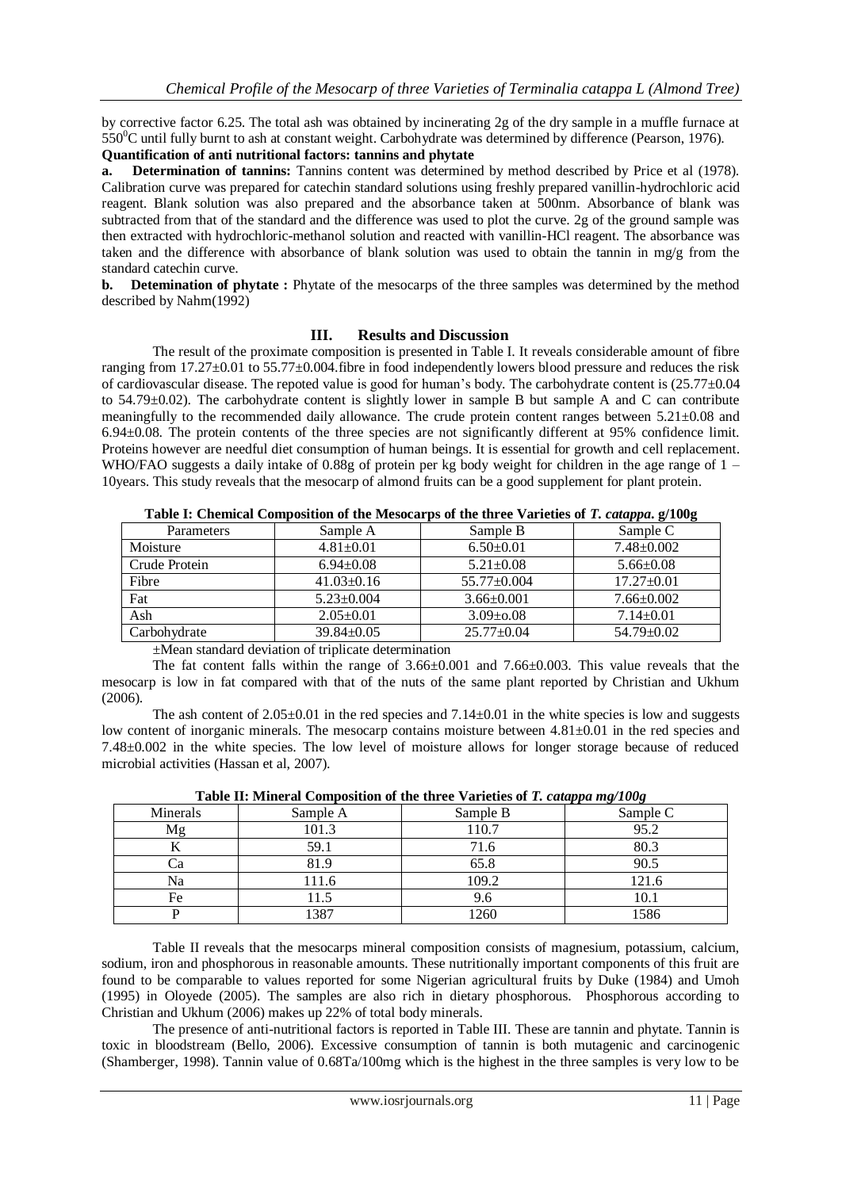by corrective factor 6.25. The total ash was obtained by incinerating 2g of the dry sample in a muffle furnace at 550$^0$C until fully burnt to ash at constant weight. Carbohydrate was determined by difference (Pearson, 1976).

**Quantification of anti nutritional factors: tannins and phytate**

**a. Determination of tannins:** Tannins content was determined by method described by Price et al (1978). Calibration curve was prepared for catechin standard solutions using freshly prepared vanillin-hydrochloric acid reagent. Blank solution was also prepared and the absorbance taken at 500nm. Absorbance of blank was subtracted from that of the standard and the difference was used to plot the curve. 2g of the ground sample was then extracted with hydrochloric-methanol solution and reacted with vanillin-HCl reagent. The absorbance was taken and the difference with absorbance of blank solution was used to obtain the tannin in mg/g from the standard catechin curve.

**b. Detemination of phytate :** Phytate of the mesocarps of the three samples was determined by the method described by Nahm(1992)

## III. Results and Discussion

The result of the proximate composition is presented in Table I. It reveals considerable amount of fibre ranging from 17.27±0.01 to 55.77±0.004.fibre in food independently lowers blood pressure and reduces the risk of cardiovascular disease. The repoted value is good for human's body. The carbohydrate content is (25.77±0.04 to 54.79±0.02). The carbohydrate content is slightly lower in sample B but sample A and C can contribute meaningfully to the recommended daily allowance. The crude protein content ranges between 5.21±0.08 and 6.94±0.08. The protein contents of the three species are not significantly different at 95% confidence limit. Proteins however are needful diet consumption of human beings. It is essential for growth and cell replacement. WHO/FAO suggests a daily intake of 0.88g of protein per kg body weight for children in the age range of 1 – 10years. This study reveals that the mesocarp of almond fruits can be a good supplement for plant protein.

**Table I: Chemical Composition of the Mesocarps of the three Varieties of *T. catappa*. g/100g**

| Parameters | Sample A | Sample B | Sample C |
|---|---|---|---|
| Moisture | 4.81±0.01 | 6.50±0.01 | 7.48±0.002 |
| Crude Protein | 6.94±0.08 | 5.21±0.08 | 5.66±0.08 |
| Fibre | 41.03±0.16 | 55.77±0.004 | 17.27±0.01 |
| Fat | 5.23±0.004 | 3.66±0.001 | 7.66±0.002 |
| Ash | 2.05±0.01 | 3.09±o.08 | 7.14±0.01 |
| Carbohydrate | 39.84±0.05 | 25.77±0.04 | 54.79±0.02 |

±Mean standard deviation of triplicate determination

The fat content falls within the range of 3.66±0.001 and 7.66±0.003. This value reveals that the mesocarp is low in fat compared with that of the nuts of the same plant reported by Christian and Ukhum (2006).

The ash content of 2.05±0.01 in the red species and 7.14±0.01 in the white species is low and suggests low content of inorganic minerals. The mesocarp contains moisture between 4.81±0.01 in the red species and 7.48±0.002 in the white species. The low level of moisture allows for longer storage because of reduced microbial activities (Hassan et al, 2007).

**Table II: Mineral Composition of the three Varieties of *T. catappa mg/100g***

| Minerals | Sample A | Sample B | Sample C |
|---|---|---|---|
| Mg | 101.3 | 110.7 | 95.2 |
| K | 59.1 | 71.6 | 80.3 |
| Ca | 81.9 | 65.8 | 90.5 |
| Na | 111.6 | 109.2 | 121.6 |
| Fe | 11.5 | 9.6 | 10.1 |
| P | 1387 | 1260 | 1586 |

Table II reveals that the mesocarps mineral composition consists of magnesium, potassium, calcium, sodium, iron and phosphorous in reasonable amounts. These nutritionally important components of this fruit are found to be comparable to values reported for some Nigerian agricultural fruits by Duke (1984) and Umoh (1995) in Oloyede (2005). The samples are also rich in dietary phosphorous. Phosphorous according to Christian and Ukhum (2006) makes up 22% of total body minerals.

The presence of anti-nutritional factors is reported in Table III. These are tannin and phytate. Tannin is toxic in bloodstream (Bello, 2006). Excessive consumption of tannin is both mutagenic and carcinogenic (Shamberger, 1998). Tannin value of 0.68Ta/100mg which is the highest in the three samples is very low to be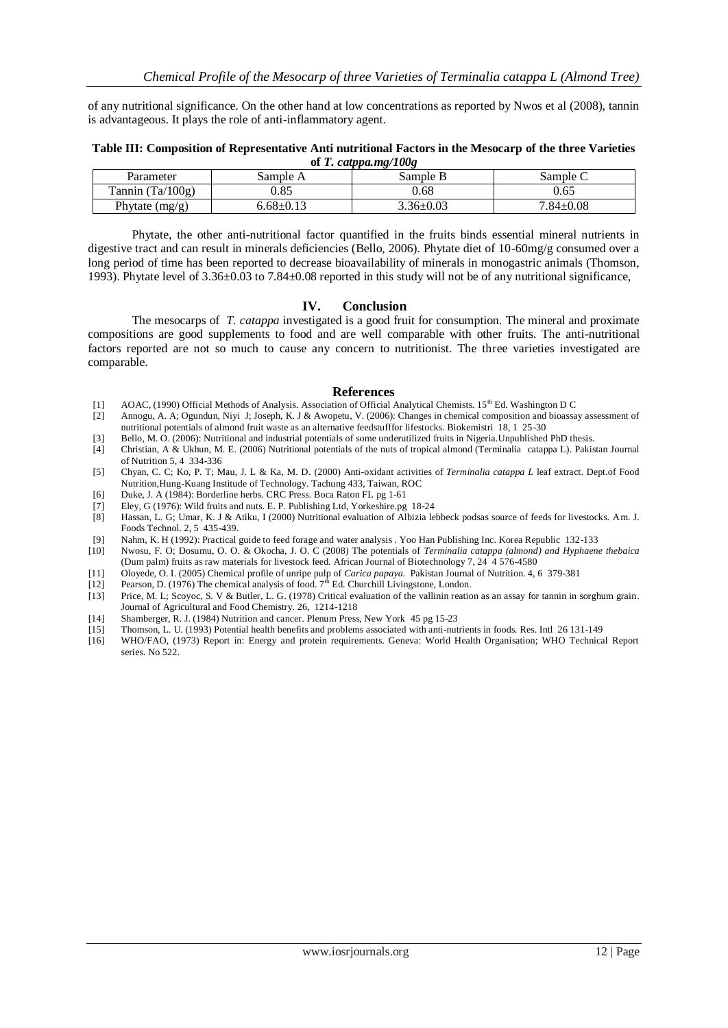of any nutritional significance. On the other hand at low concentrations as reported by Nwos et al (2008), tannin is advantageous. It plays the role of anti-inflammatory agent.

**Table III: Composition of Representative Anti nutritional Factors in the Mesocarp of the three Varieties of *T. catppa.mg/100g***

| Parameter | Sample A | Sample B | Sample C |
|---|---|---|---|
| Tannin (Ta/100g) | 0.85 | 0.68 | 0.65 |
| Phytate (mg/g) | 6.68±0.13 | 3.36±0.03 | 7.84±0.08 |

Phytate, the other anti-nutritional factor quantified in the fruits binds essential mineral nutrients in digestive tract and can result in minerals deficiencies (Bello, 2006). Phytate diet of 10-60mg/g consumed over a long period of time has been reported to decrease bioavailability of minerals in monogastric animals (Thomson, 1993). Phytate level of 3.36±0.03 to 7.84±0.08 reported in this study will not be of any nutritional significance,

## IV. Conclusion

The mesocarps of *T. catappa* investigated is a good fruit for consumption. The mineral and proximate compositions are good supplements to food and are well comparable with other fruits. The anti-nutritional factors reported are not so much to cause any concern to nutritionist. The three varieties investigated are comparable.

## References

[1] AOAC, (1990) Official Methods of Analysis. Association of Official Analytical Chemists. 15th Ed. Washington D C

[2] Annogu, A. A; Ogundun, Niyi J; Joseph, K. J & Awopetu, V. (2006): Changes in chemical composition and bioassay assessment of nutritional potentials of almond fruit waste as an alternative feedstufffor lifestocks. Biokemistri 18, 1 25-30

[3] Bello, M. O. (2006): Nutritional and industrial potentials of some underutilized fruits in Nigeria.Unpublished PhD thesis.

[4] Christian, A & Ukhun, M. E. (2006) Nutritional potentials of the nuts of tropical almond (Terminalia catappa L). Pakistan Journal of Nutrition 5, 4 334-336

[5] Chyan, C. C; Ko, P. T; Mau, J. L & Ka, M. D. (2000) Anti-oxidant activities of *Terminalia catappa L* leaf extract. Dept.of Food Nutrition,Hung-Kuang Institude of Technology. Tachung 433, Taiwan, ROC

[6] Duke, J. A (1984): Borderline herbs. CRC Press. Boca Raton FL pg 1-61

[7] Eley, G (1976): Wild fruits and nuts. E. P. Publishing Ltd, Yorkeshire.pg 18-24

[8] Hassan, L. G; Umar, K. J & Atiku, I (2000) Nutritional evaluation of Albizia lebbeck podsas source of feeds for livestocks. Am. J. Foods Technol. 2, 5 435-439.

[9] Nahm, K. H (1992): Practical guide to feed forage and water analysis . Yoo Han Publishing Inc. Korea Republic 132-133

[10] Nwosu, F. O; Dosumu, O. O. & Okocha, J. O. C (2008) The potentials of *Terminalia catappa (almond) and Hyphaene thebaica* (Dum palm) fruits as raw materials for livestock feed. African Journal of Biotechnology 7, 24 4 576-4580

[11] Oloyede, O. I. (2005) Chemical profile of unripe pulp of *Carica papaya.* Pakistan Journal of Nutrition. 4, 6 379-381

[12] Pearson, D. (1976) The chemical analysis of food. 7th Ed. Churchill Livingstone, London.

[13] Price, M. L; Scoyoc, S. V & Butler, L. G. (1978) Critical evaluation of the vallinin reation as an assay for tannin in sorghum grain. Journal of Agricultural and Food Chemistry. 26, 1214-1218

[14] Shamberger, R. J. (1984) Nutrition and cancer. Plenum Press, New York 45 pg 15-23

[15] Thomson, L. U. (1993) Potential health benefits and problems associated with anti-nutrients in foods. Res. Intl 26 131-149

[16] WHO/FAO, (1973) Report in: Energy and protein requirements. Geneva: World Health Organisation; WHO Technical Report series. No 522.